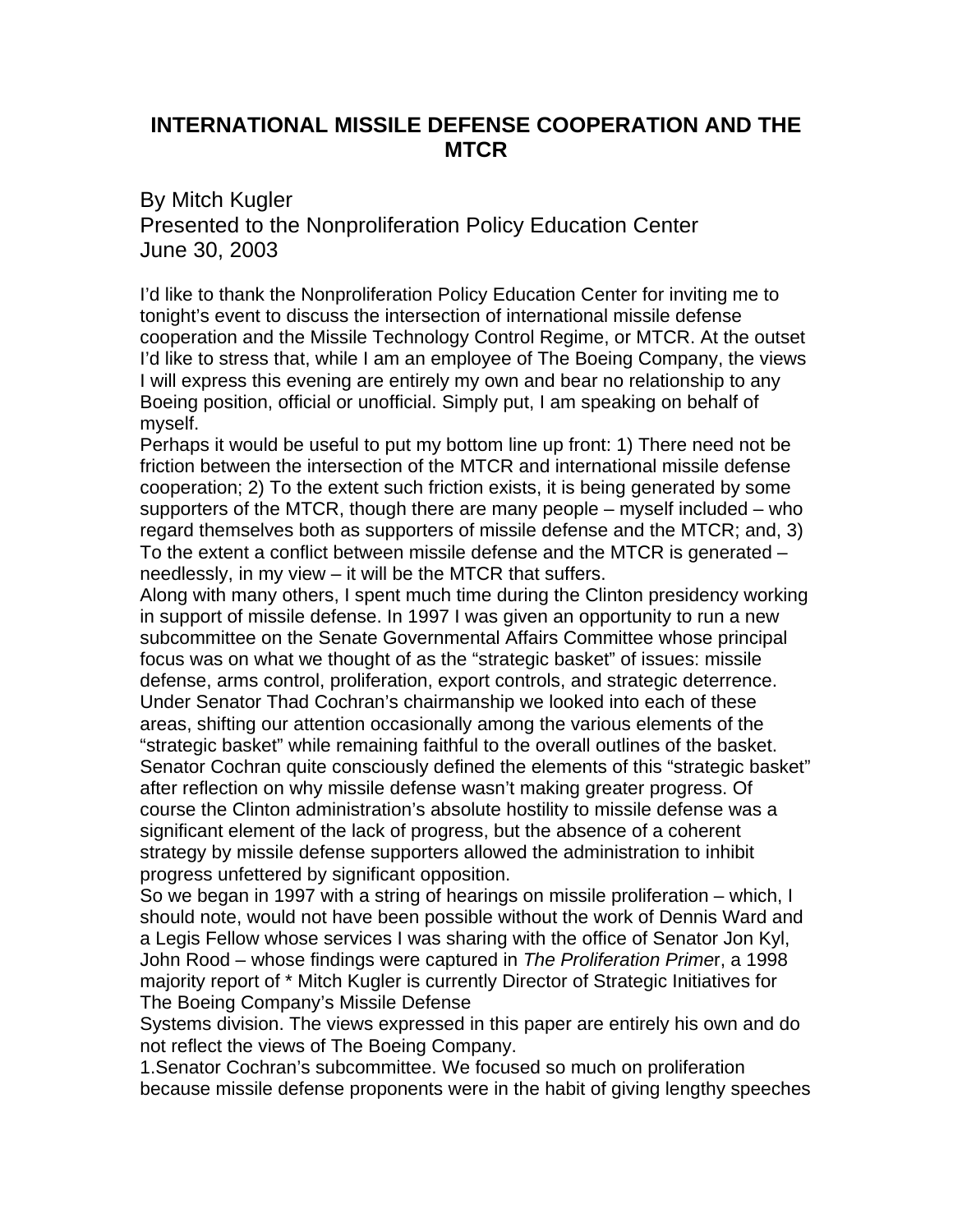# INTERNATIONAL MISSILE DEFENSE COOPERATION AND THE MTCR

By Mitch Kugler
Presented to the Nonproliferation Policy Education Center
June 30, 2003

I'd like to thank the Nonproliferation Policy Education Center for inviting me to tonight's event to discuss the intersection of international missile defense cooperation and the Missile Technology Control Regime, or MTCR. At the outset I'd like to stress that, while I am an employee of The Boeing Company, the views I will express this evening are entirely my own and bear no relationship to any Boeing position, official or unofficial. Simply put, I am speaking on behalf of myself.

Perhaps it would be useful to put my bottom line up front: 1) There need not be friction between the intersection of the MTCR and international missile defense cooperation; 2) To the extent such friction exists, it is being generated by some supporters of the MTCR, though there are many people – myself included – who regard themselves both as supporters of missile defense and the MTCR; and, 3) To the extent a conflict between missile defense and the MTCR is generated – needlessly, in my view – it will be the MTCR that suffers.

Along with many others, I spent much time during the Clinton presidency working in support of missile defense. In 1997 I was given an opportunity to run a new subcommittee on the Senate Governmental Affairs Committee whose principal focus was on what we thought of as the "strategic basket" of issues: missile defense, arms control, proliferation, export controls, and strategic deterrence. Under Senator Thad Cochran's chairmanship we looked into each of these areas, shifting our attention occasionally among the various elements of the "strategic basket" while remaining faithful to the overall outlines of the basket. Senator Cochran quite consciously defined the elements of this "strategic basket" after reflection on why missile defense wasn't making greater progress. Of course the Clinton administration's absolute hostility to missile defense was a significant element of the lack of progress, but the absence of a coherent strategy by missile defense supporters allowed the administration to inhibit progress unfettered by significant opposition.

So we began in 1997 with a string of hearings on missile proliferation – which, I should note, would not have been possible without the work of Dennis Ward and a Legis Fellow whose services I was sharing with the office of Senator Jon Kyl, John Rood – whose findings were captured in *The Proliferation Primer*, a 1998 majority report of * Mitch Kugler is currently Director of Strategic Initiatives for The Boeing Company's Missile Defense Systems division. The views expressed in this paper are entirely his own and do not reflect the views of The Boeing Company.

1.Senator Cochran's subcommittee. We focused so much on proliferation because missile defense proponents were in the habit of giving lengthy speeches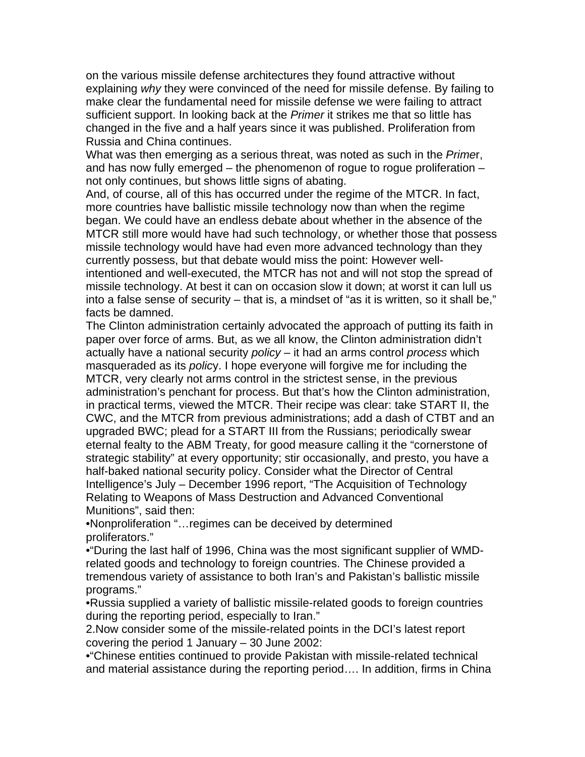on the various missile defense architectures they found attractive without explaining *why* they were convinced of the need for missile defense. By failing to make clear the fundamental need for missile defense we were failing to attract sufficient support. In looking back at the *Primer* it strikes me that so little has changed in the five and a half years since it was published. Proliferation from Russia and China continues.

What was then emerging as a serious threat, was noted as such in the *Prime*r, and has now fully emerged – the phenomenon of rogue to rogue proliferation – not only continues, but shows little signs of abating.

And, of course, all of this has occurred under the regime of the MTCR. In fact, more countries have ballistic missile technology now than when the regime began. We could have an endless debate about whether in the absence of the MTCR still more would have had such technology, or whether those that possess missile technology would have had even more advanced technology than they currently possess, but that debate would miss the point: However well-intentioned and well-executed, the MTCR has not and will not stop the spread of missile technology. At best it can on occasion slow it down; at worst it can lull us into a false sense of security – that is, a mindset of "as it is written, so it shall be," facts be damned.

The Clinton administration certainly advocated the approach of putting its faith in paper over force of arms. But, as we all know, the Clinton administration didn't actually have a national security *policy* – it had an arms control *process* which masqueraded as its *polic*y. I hope everyone will forgive me for including the MTCR, very clearly not arms control in the strictest sense, in the previous administration's penchant for process. But that's how the Clinton administration, in practical terms, viewed the MTCR. Their recipe was clear: take START II, the CWC, and the MTCR from previous administrations; add a dash of CTBT and an upgraded BWC; plead for a START III from the Russians; periodically swear eternal fealty to the ABM Treaty, for good measure calling it the "cornerstone of strategic stability" at every opportunity; stir occasionally, and presto, you have a half-baked national security policy. Consider what the Director of Central Intelligence's July – December 1996 report, "The Acquisition of Technology Relating to Weapons of Mass Destruction and Advanced Conventional Munitions", said then:

- Nonproliferation "…regimes can be deceived by determined proliferators."
- "During the last half of 1996, China was the most significant supplier of WMD-related goods and technology to foreign countries. The Chinese provided a tremendous variety of assistance to both Iran's and Pakistan's ballistic missile programs."
- Russia supplied a variety of ballistic missile-related goods to foreign countries during the reporting period, especially to Iran."

2. Now consider some of the missile-related points in the DCI's latest report covering the period 1 January – 30 June 2002:

- "Chinese entities continued to provide Pakistan with missile-related technical and material assistance during the reporting period…. In addition, firms in China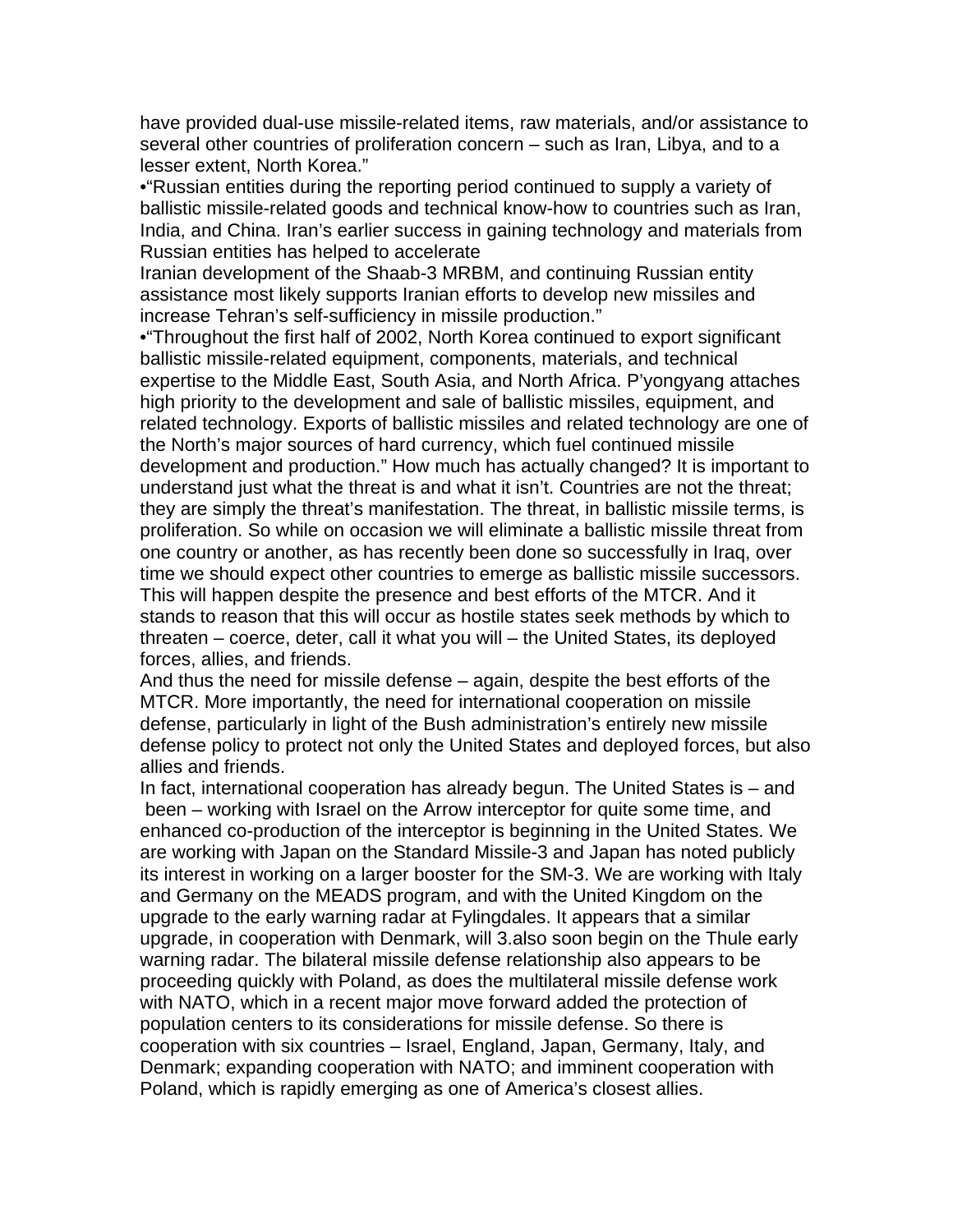have provided dual-use missile-related items, raw materials, and/or assistance to several other countries of proliferation concern – such as Iran, Libya, and to a lesser extent, North Korea."

•"Russian entities during the reporting period continued to supply a variety of ballistic missile-related goods and technical know-how to countries such as Iran, India, and China. Iran's earlier success in gaining technology and materials from Russian entities has helped to accelerate Iranian development of the Shaab-3 MRBM, and continuing Russian entity assistance most likely supports Iranian efforts to develop new missiles and increase Tehran's self-sufficiency in missile production."

•"Throughout the first half of 2002, North Korea continued to export significant ballistic missile-related equipment, components, materials, and technical expertise to the Middle East, South Asia, and North Africa. P'yongyang attaches high priority to the development and sale of ballistic missiles, equipment, and related technology. Exports of ballistic missiles and related technology are one of the North's major sources of hard currency, which fuel continued missile development and production." How much has actually changed? It is important to understand just what the threat is and what it isn't. Countries are not the threat; they are simply the threat's manifestation. The threat, in ballistic missile terms, is proliferation. So while on occasion we will eliminate a ballistic missile threat from one country or another, as has recently been done so successfully in Iraq, over time we should expect other countries to emerge as ballistic missile successors. This will happen despite the presence and best efforts of the MTCR. And it stands to reason that this will occur as hostile states seek methods by which to threaten – coerce, deter, call it what you will – the United States, its deployed forces, allies, and friends.

And thus the need for missile defense – again, despite the best efforts of the MTCR. More importantly, the need for international cooperation on missile defense, particularly in light of the Bush administration's entirely new missile defense policy to protect not only the United States and deployed forces, but also allies and friends.

In fact, international cooperation has already begun. The United States is – and been – working with Israel on the Arrow interceptor for quite some time, and enhanced co-production of the interceptor is beginning in the United States. We are working with Japan on the Standard Missile-3 and Japan has noted publicly its interest in working on a larger booster for the SM-3. We are working with Italy and Germany on the MEADS program, and with the United Kingdom on the upgrade to the early warning radar at Fylingdales. It appears that a similar upgrade, in cooperation with Denmark, will 3.also soon begin on the Thule early warning radar. The bilateral missile defense relationship also appears to be proceeding quickly with Poland, as does the multilateral missile defense work with NATO, which in a recent major move forward added the protection of population centers to its considerations for missile defense. So there is cooperation with six countries – Israel, England, Japan, Germany, Italy, and Denmark; expanding cooperation with NATO; and imminent cooperation with Poland, which is rapidly emerging as one of America's closest allies.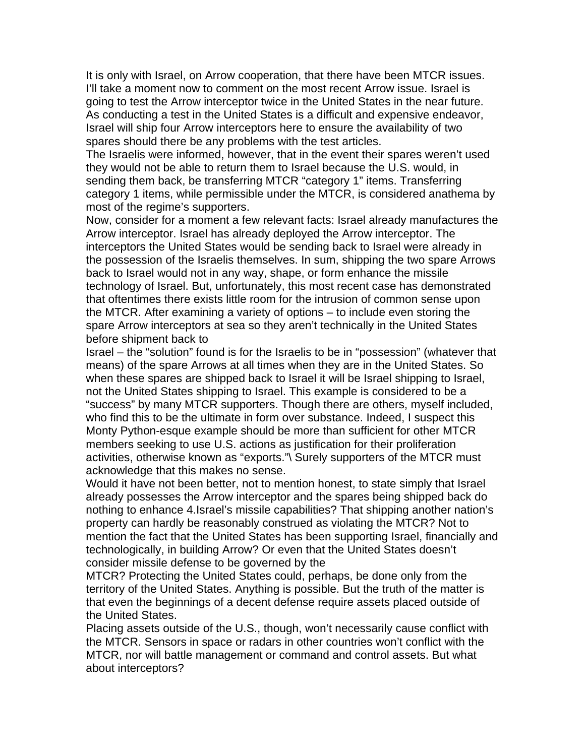It is only with Israel, on Arrow cooperation, that there have been MTCR issues. I'll take a moment now to comment on the most recent Arrow issue. Israel is going to test the Arrow interceptor twice in the United States in the near future. As conducting a test in the United States is a difficult and expensive endeavor, Israel will ship four Arrow interceptors here to ensure the availability of two spares should there be any problems with the test articles.

The Israelis were informed, however, that in the event their spares weren't used they would not be able to return them to Israel because the U.S. would, in sending them back, be transferring MTCR "category 1" items. Transferring category 1 items, while permissible under the MTCR, is considered anathema by most of the regime's supporters.

Now, consider for a moment a few relevant facts: Israel already manufactures the Arrow interceptor. Israel has already deployed the Arrow interceptor. The interceptors the United States would be sending back to Israel were already in the possession of the Israelis themselves. In sum, shipping the two spare Arrows back to Israel would not in any way, shape, or form enhance the missile technology of Israel. But, unfortunately, this most recent case has demonstrated that oftentimes there exists little room for the intrusion of common sense upon the MTCR. After examining a variety of options – to include even storing the spare Arrow interceptors at sea so they aren't technically in the United States before shipment back to Israel – the "solution" found is for the Israelis to be in "possession" (whatever that means) of the spare Arrows at all times when they are in the United States. So when these spares are shipped back to Israel it will be Israel shipping to Israel, not the United States shipping to Israel. This example is considered to be a "success" by many MTCR supporters. Though there are others, myself included, who find this to be the ultimate in form over substance. Indeed, I suspect this Monty Python-esque example should be more than sufficient for other MTCR members seeking to use U.S. actions as justification for their proliferation activities, otherwise known as "exports."\ Surely supporters of the MTCR must acknowledge that this makes no sense.

Would it have not been better, not to mention honest, to state simply that Israel already possesses the Arrow interceptor and the spares being shipped back do nothing to enhance 4.Israel's missile capabilities? That shipping another nation's property can hardly be reasonably construed as violating the MTCR? Not to mention the fact that the United States has been supporting Israel, financially and technologically, in building Arrow? Or even that the United States doesn't consider missile defense to be governed by the MTCR? Protecting the United States could, perhaps, be done only from the territory of the United States. Anything is possible. But the truth of the matter is that even the beginnings of a decent defense require assets placed outside of the United States.

Placing assets outside of the U.S., though, won't necessarily cause conflict with the MTCR. Sensors in space or radars in other countries won't conflict with the MTCR, nor will battle management or command and control assets. But what about interceptors?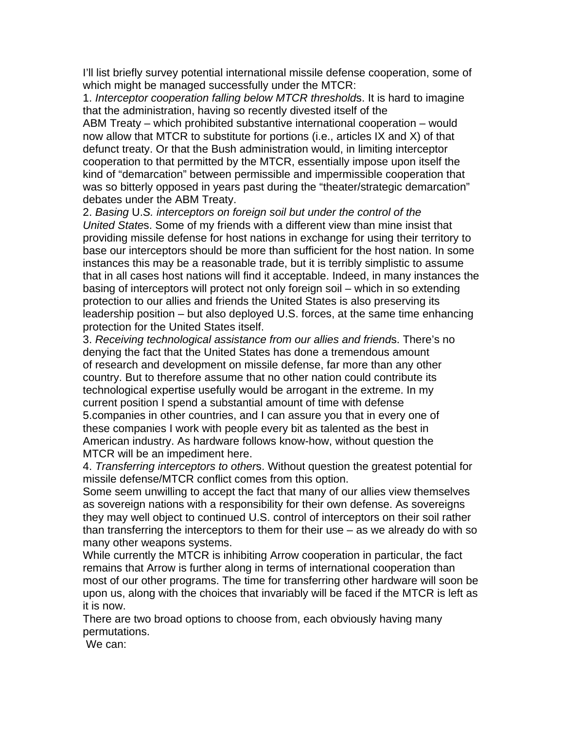I'll list briefly survey potential international missile defense cooperation, some of which might be managed successfully under the MTCR:

1. *Interceptor cooperation falling below MTCR threshold*s. It is hard to imagine that the administration, having so recently divested itself of the ABM Treaty – which prohibited substantive international cooperation – would now allow that MTCR to substitute for portions (i.e., articles IX and X) of that defunct treaty. Or that the Bush administration would, in limiting interceptor cooperation to that permitted by the MTCR, essentially impose upon itself the kind of "demarcation" between permissible and impermissible cooperation that was so bitterly opposed in years past during the "theater/strategic demarcation" debates under the ABM Treaty.

2. *Basing* U.*S. interceptors on foreign soil but under the control of the United State*s. Some of my friends with a different view than mine insist that providing missile defense for host nations in exchange for using their territory to base our interceptors should be more than sufficient for the host nation. In some instances this may be a reasonable trade, but it is terribly simplistic to assume that in all cases host nations will find it acceptable. Indeed, in many instances the basing of interceptors will protect not only foreign soil – which in so extending protection to our allies and friends the United States is also preserving its leadership position – but also deployed U.S. forces, at the same time enhancing protection for the United States itself.

3. *Receiving technological assistance from our allies and friend*s. There's no denying the fact that the United States has done a tremendous amount of research and development on missile defense, far more than any other country. But to therefore assume that no other nation could contribute its technological expertise usefully would be arrogant in the extreme. In my current position I spend a substantial amount of time with defense 5.companies in other countries, and I can assure you that in every one of these companies I work with people every bit as talented as the best in American industry. As hardware follows know-how, without question the MTCR will be an impediment here.

4. *Transferring interceptors to other*s. Without question the greatest potential for missile defense/MTCR conflict comes from this option.

Some seem unwilling to accept the fact that many of our allies view themselves as sovereign nations with a responsibility for their own defense. As sovereigns they may well object to continued U.S. control of interceptors on their soil rather than transferring the interceptors to them for their use – as we already do with so many other weapons systems.

While currently the MTCR is inhibiting Arrow cooperation in particular, the fact remains that Arrow is further along in terms of international cooperation than most of our other programs. The time for transferring other hardware will soon be upon us, along with the choices that invariably will be faced if the MTCR is left as it is now.

There are two broad options to choose from, each obviously having many permutations.

We can: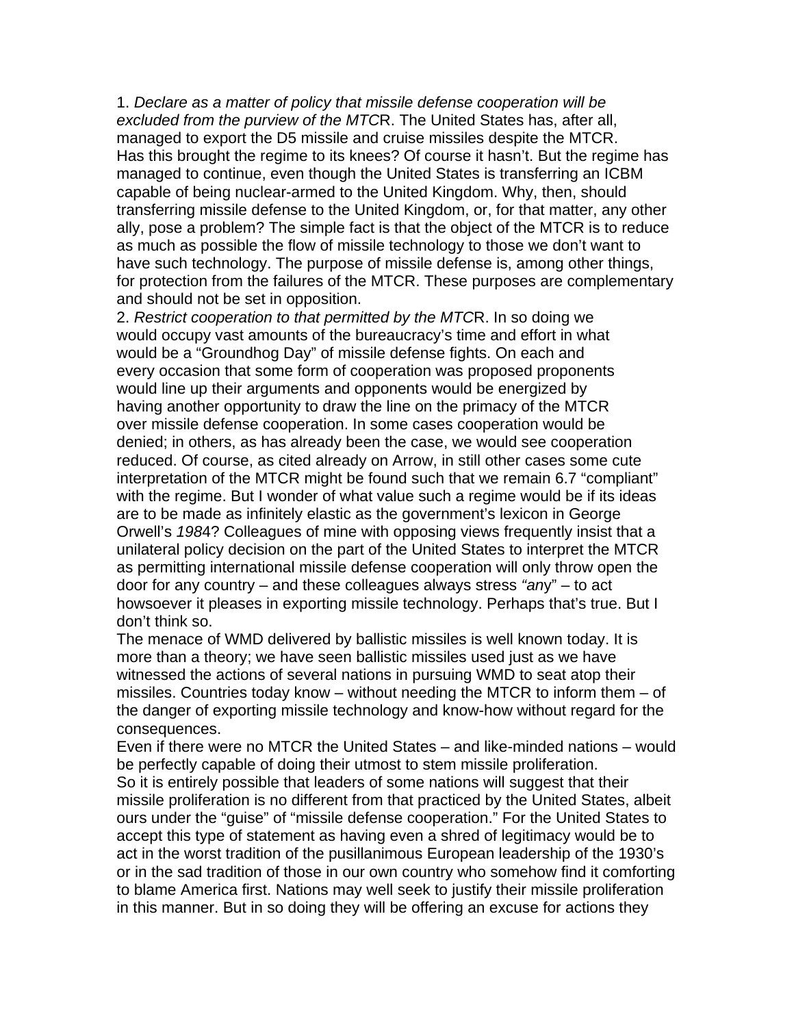1. *Declare as a matter of policy that missile defense cooperation will be excluded from the purview of the MTC*R. The United States has, after all, managed to export the D5 missile and cruise missiles despite the MTCR. Has this brought the regime to its knees? Of course it hasn't. But the regime has managed to continue, even though the United States is transferring an ICBM capable of being nuclear-armed to the United Kingdom. Why, then, should transferring missile defense to the United Kingdom, or, for that matter, any other ally, pose a problem? The simple fact is that the object of the MTCR is to reduce as much as possible the flow of missile technology to those we don't want to have such technology. The purpose of missile defense is, among other things, for protection from the failures of the MTCR. These purposes are complementary and should not be set in opposition.

2. *Restrict cooperation to that permitted by the MTC*R. In so doing we would occupy vast amounts of the bureaucracy's time and effort in what would be a "Groundhog Day" of missile defense fights. On each and every occasion that some form of cooperation was proposed proponents would line up their arguments and opponents would be energized by having another opportunity to draw the line on the primacy of the MTCR over missile defense cooperation. In some cases cooperation would be denied; in others, as has already been the case, we would see cooperation reduced. Of course, as cited already on Arrow, in still other cases some cute interpretation of the MTCR might be found such that we remain 6.7 "compliant" with the regime. But I wonder of what value such a regime would be if its ideas are to be made as infinitely elastic as the government's lexicon in George Orwell's *198*4? Colleagues of mine with opposing views frequently insist that a unilateral policy decision on the part of the United States to interpret the MTCR as permitting international missile defense cooperation will only throw open the door for any country – and these colleagues always stress *"an*y" – to act howsoever it pleases in exporting missile technology. Perhaps that's true. But I don't think so.

The menace of WMD delivered by ballistic missiles is well known today. It is more than a theory; we have seen ballistic missiles used just as we have witnessed the actions of several nations in pursuing WMD to seat atop their missiles. Countries today know – without needing the MTCR to inform them – of the danger of exporting missile technology and know-how without regard for the consequences.

Even if there were no MTCR the United States – and like-minded nations – would be perfectly capable of doing their utmost to stem missile proliferation.

So it is entirely possible that leaders of some nations will suggest that their missile proliferation is no different from that practiced by the United States, albeit ours under the "guise" of "missile defense cooperation." For the United States to accept this type of statement as having even a shred of legitimacy would be to act in the worst tradition of the pusillanimous European leadership of the 1930's or in the sad tradition of those in our own country who somehow find it comforting to blame America first. Nations may well seek to justify their missile proliferation in this manner. But in so doing they will be offering an excuse for actions they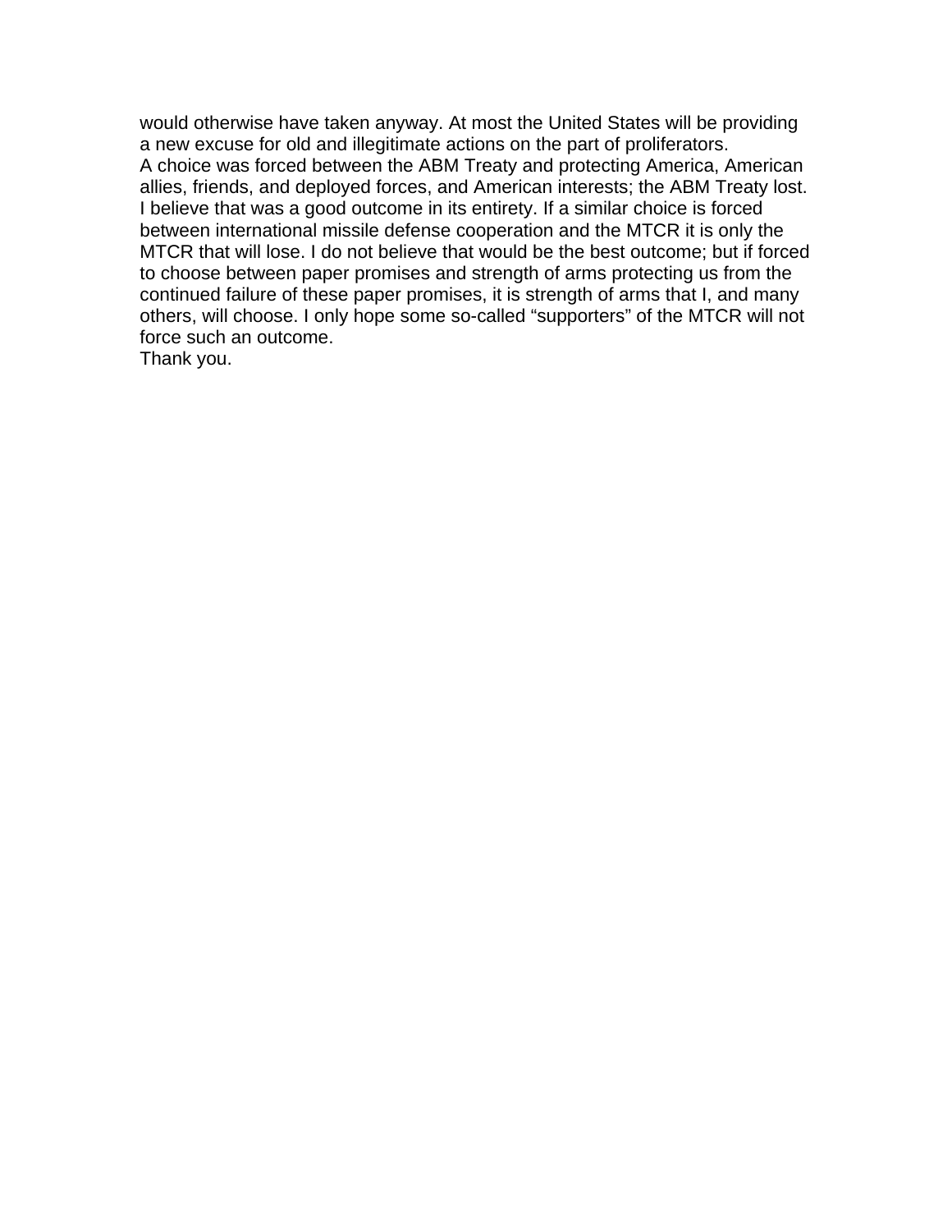would otherwise have taken anyway. At most the United States will be providing a new excuse for old and illegitimate actions on the part of proliferators.

A choice was forced between the ABM Treaty and protecting America, American allies, friends, and deployed forces, and American interests; the ABM Treaty lost. I believe that was a good outcome in its entirety. If a similar choice is forced between international missile defense cooperation and the MTCR it is only the MTCR that will lose. I do not believe that would be the best outcome; but if forced to choose between paper promises and strength of arms protecting us from the continued failure of these paper promises, it is strength of arms that I, and many others, will choose. I only hope some so-called “supporters” of the MTCR will not force such an outcome.

Thank you.